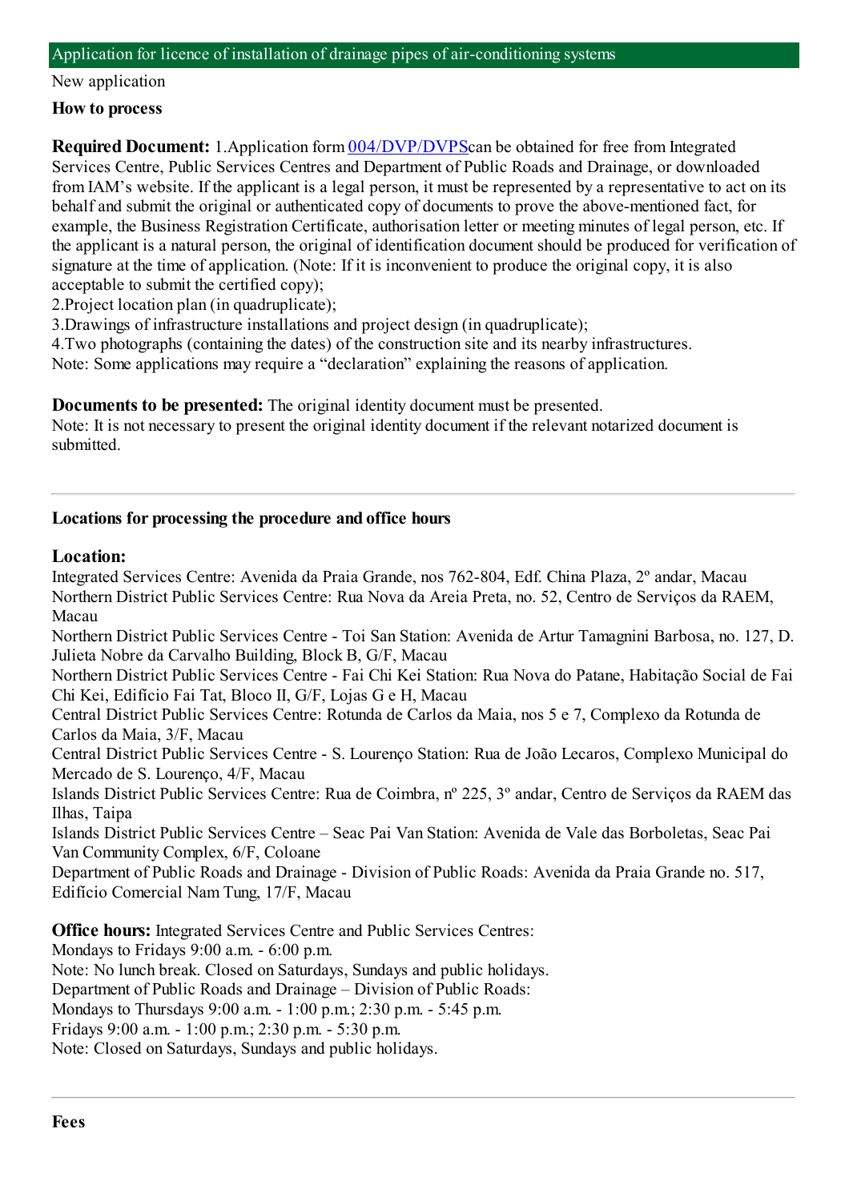## Application for licence of installation of drainage pipes of air-conditioning systems

New application

### How to process

**Required Document:** 1.Application form 004/DVP/DVPScan be obtained for free from Integrated Services Centre, Public Services Centres and Department of Public Roads and Drainage, or downloaded from IAM's website. If the applicant is a legal person, it must be represented by a representative to act on its behalf and submit the original or authenticated copy of documents to prove the above-mentioned fact, for example, the Business Registration Certificate, authorisation letter or meeting minutes of legal person, etc. If the applicant is a natural person, the original of identification document should be produced for verification of signature at the time of application. (Note: If it is inconvenient to produce the original copy, it is also acceptable to submit the certified copy);
2.Project location plan (in quadruplicate);
3.Drawings of infrastructure installations and project design (in quadruplicate);
4.Two photographs (containing the dates) of the construction site and its nearby infrastructures.
Note: Some applications may require a "declaration" explaining the reasons of application.

**Documents to be presented:** The original identity document must be presented.
Note: It is not necessary to present the original identity document if the relevant notarized document is submitted.

---

### Locations for processing the procedure and office hours

**Location:**
Integrated Services Centre: Avenida da Praia Grande, nos 762-804, Edf. China Plaza, 2º andar, Macau
Northern District Public Services Centre: Rua Nova da Areia Preta, no. 52, Centro de Serviços da RAEM, Macau
Northern District Public Services Centre - Toi San Station: Avenida de Artur Tamagnini Barbosa, no. 127, D. Julieta Nobre da Carvalho Building, Block B, G/F, Macau
Northern District Public Services Centre - Fai Chi Kei Station: Rua Nova do Patane, Habitação Social de Fai Chi Kei, Edifício Fai Tat, Bloco II, G/F, Lojas G e H, Macau
Central District Public Services Centre: Rotunda de Carlos da Maia, nos 5 e 7, Complexo da Rotunda de Carlos da Maia, 3/F, Macau
Central District Public Services Centre - S. Lourenço Station: Rua de João Lecaros, Complexo Municipal do Mercado de S. Lourenço, 4/F, Macau
Islands District Public Services Centre: Rua de Coimbra, nº 225, 3º andar, Centro de Serviços da RAEM das Ilhas, Taipa
Islands District Public Services Centre – Seac Pai Van Station: Avenida de Vale das Borboletas, Seac Pai Van Community Complex, 6/F, Coloane
Department of Public Roads and Drainage - Division of Public Roads: Avenida da Praia Grande no. 517, Edifício Comercial Nam Tung, 17/F, Macau

**Office hours:** Integrated Services Centre and Public Services Centres:
Mondays to Fridays 9:00 a.m. - 6:00 p.m.
Note: No lunch break. Closed on Saturdays, Sundays and public holidays.
Department of Public Roads and Drainage – Division of Public Roads:
Mondays to Thursdays 9:00 a.m. - 1:00 p.m.; 2:30 p.m. - 5:45 p.m.
Fridays 9:00 a.m. - 1:00 p.m.; 2:30 p.m. - 5:30 p.m.
Note: Closed on Saturdays, Sundays and public holidays.

---

### Fees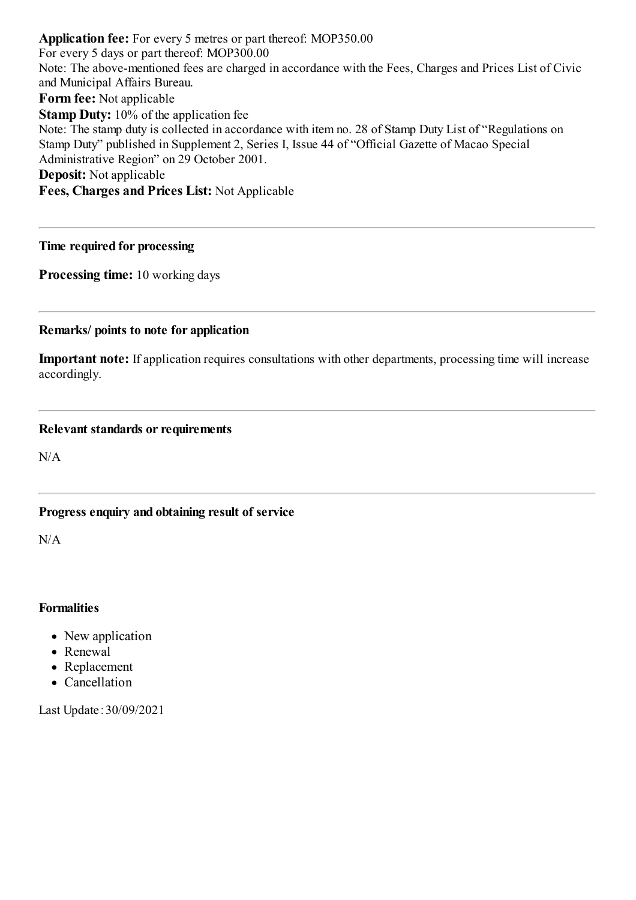**Application fee:** For every 5 metres or part thereof: MOP350.00
For every 5 days or part thereof: MOP300.00
Note: The above-mentioned fees are charged in accordance with the Fees, Charges and Prices List of Civic and Municipal Affairs Bureau.
**Form fee:** Not applicable
**Stamp Duty:** 10% of the application fee
Note: The stamp duty is collected in accordance with item no. 28 of Stamp Duty List of "Regulations on Stamp Duty" published in Supplement 2, Series I, Issue 44 of "Official Gazette of Macao Special Administrative Region" on 29 October 2001.
**Deposit:** Not applicable
**Fees, Charges and Prices List:** Not Applicable

---

### Time required for processing

**Processing time:** 10 working days

---

### Remarks/ points to note for application

**Important note:** If application requires consultations with other departments, processing time will increase accordingly.

---

### Relevant standards or requirements

N/A

---

### Progress enquiry and obtaining result of service

N/A

### Formalities

- New application
- Renewal
- Replacement
- Cancellation

Last Update: 30/09/2021